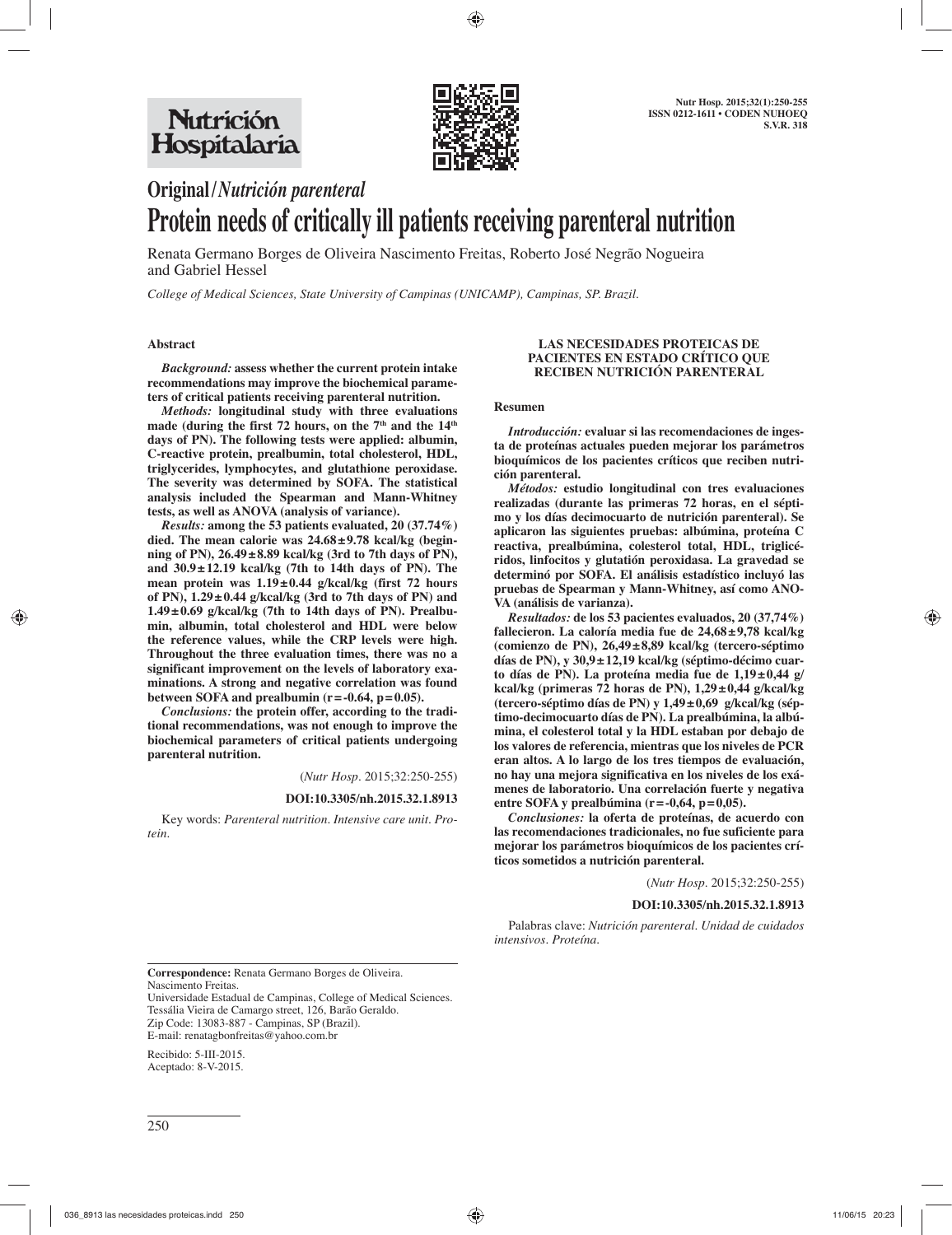# Original/*Nutrición parenteral*

# Protein needs of critically ill patients receiving parenteral nutrition

Renata Germano Borges de Oliveira Nascimento Freitas, Roberto José Negrão Nogueira and Gabriel Hessel

*College of Medical Sciences, State University of Campinas (UNICAMP), Campinas, SP. Brazil.*

## Abstract

***Background:*** **assess whether the current protein intake recommendations may improve the biochemical parameters of critical patients receiving parenteral nutrition.**

***Methods:*** **longitudinal study with three evaluations made (during the first 72 hours, on the 7th and the 14th days of PN). The following tests were applied: albumin, C-reactive protein, prealbumin, total cholesterol, HDL, triglycerides, lymphocytes, and glutathione peroxidase. The severity was determined by SOFA. The statistical analysis included the Spearman and Mann-Whitney tests, as well as ANOVA (analysis of variance).**

***Results:*** **among the 53 patients evaluated, 20 (37.74%) died. The mean calorie was 24.68±9.78 kcal/kg (beginning of PN), 26.49±8.89 kcal/kg (3rd to 7th days of PN), and 30.9±12.19 kcal/kg (7th to 14th days of PN). The mean protein was 1.19±0.44 g/kcal/kg (first 72 hours of PN), 1.29±0.44 g/kcal/kg (3rd to 7th days of PN) and 1.49±0.69 g/kcal/kg (7th to 14th days of PN). Prealbumin, albumin, total cholesterol and HDL were below the reference values, while the CRP levels were high. Throughout the three evaluation times, there was no a significant improvement on the levels of laboratory examinations. A strong and negative correlation was found between SOFA and prealbumin (r=-0.64, p=0.05).**

***Conclusions:*** **the protein offer, according to the traditional recommendations, was not enough to improve the biochemical parameters of critical patients undergoing parenteral nutrition.**

(*Nutr Hosp*. 2015;32:250-255)

**DOI:10.3305/nh.2015.32.1.8913**

Key words: *Parenteral nutrition. Intensive care unit. Protein.*

## LAS NECESIDADES PROTEICAS DE PACIENTES EN ESTADO CRÍTICO QUE RECIBEN NUTRICIÓN PARENTERAL

### Resumen

***Introducción:*** **evaluar si las recomendaciones de ingesta de proteínas actuales pueden mejorar los parámetros bioquímicos de los pacientes críticos que reciben nutrición parenteral.**

***Métodos:*** **estudio longitudinal con tres evaluaciones realizadas (durante las primeras 72 horas, en el séptimo y los días decimocuarto de nutrición parenteral). Se aplicaron las siguientes pruebas: albúmina, proteína C reactiva, prealbúmina, colesterol total, HDL, triglicéridos, linfocitos y glutatión peroxidasa. La gravedad se determinó por SOFA. El análisis estadístico incluyó las pruebas de Spearman y Mann-Whitney, así como ANOVA (análisis de varianza).**

***Resultados:*** **de los 53 pacientes evaluados, 20 (37,74%) fallecieron. La caloría media fue de 24,68±9,78 kcal/kg (comienzo de PN), 26,49±8,89 kcal/kg (tercero-séptimo días de PN), y 30,9±12,19 kcal/kg (séptimo-décimo cuarto días de PN). La proteína media fue de 1,19±0,44 g/kcal/kg (primeras 72 horas de PN), 1,29±0,44 g/kcal/kg (tercero-séptimo días de PN) y 1,49±0,69 g/kcal/kg (séptimo-decimocuarto días de PN). La prealbúmina, la albúmina, el colesterol total y la HDL estaban por debajo de los valores de referencia, mientras que los niveles de PCR eran altos. A lo largo de los tres tiempos de evaluación, no hay una mejora significativa en los niveles de los exámenes de laboratorio. Una correlación fuerte y negativa entre SOFA y prealbúmina (r=-0,64, p=0,05).**

***Conclusiones:*** **la oferta de proteínas, de acuerdo con las recomendaciones tradicionales, no fue suficiente para mejorar los parámetros bioquímicos de los pacientes críticos sometidos a nutrición parenteral.**

(*Nutr Hosp*. 2015;32:250-255)

**DOI:10.3305/nh.2015.32.1.8913**

Palabras clave: *Nutrición parenteral. Unidad de cuidados intensivos. Proteína.*

---

**Correspondence:** Renata Germano Borges de Oliveira. Nascimento Freitas.
Universidade Estadual de Campinas, College of Medical Sciences.
Tessália Vieira de Camargo street, 126, Barão Geraldo.
Zip Code: 13083-887 - Campinas, SP (Brazil).
E-mail: renatagbonfreitas@yahoo.com.br

Recibido: 5-III-2015.
Aceptado: 8-V-2015.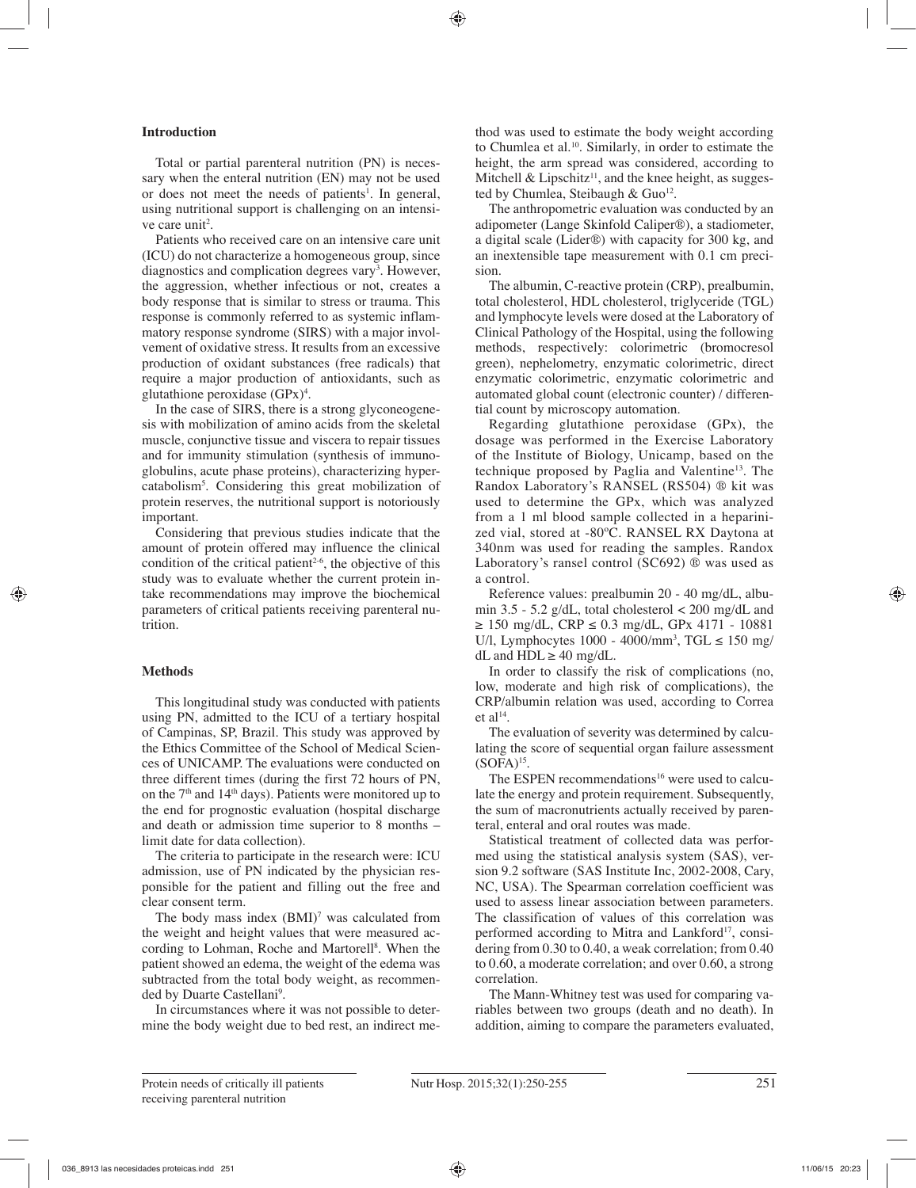## Introduction

Total or partial parenteral nutrition (PN) is necessary when the enteral nutrition (EN) may not be used or does not meet the needs of patients[1]. In general, using nutritional support is challenging on an intensive care unit[2].

Patients who received care on an intensive care unit (ICU) do not characterize a homogeneous group, since diagnostics and complication degrees vary[3]. However, the aggression, whether infectious or not, creates a body response that is similar to stress or trauma. This response is commonly referred to as systemic inflammatory response syndrome (SIRS) with a major involvement of oxidative stress. It results from an excessive production of oxidant substances (free radicals) that require a major production of antioxidants, such as glutathione peroxidase (GPx)[4].

In the case of SIRS, there is a strong glyconeogenesis with mobilization of amino acids from the skeletal muscle, conjunctive tissue and viscera to repair tissues and for immunity stimulation (synthesis of immunoglobulins, acute phase proteins), characterizing hypercatabolism[5]. Considering this great mobilization of protein reserves, the nutritional support is notoriously important.

Considering that previous studies indicate that the amount of protein offered may influence the clinical condition of the critical patient[2-6], the objective of this study was to evaluate whether the current protein intake recommendations may improve the biochemical parameters of critical patients receiving parenteral nutrition.

## Methods

This longitudinal study was conducted with patients using PN, admitted to the ICU of a tertiary hospital of Campinas, SP, Brazil. This study was approved by the Ethics Committee of the School of Medical Sciences of UNICAMP. The evaluations were conducted on three different times (during the first 72 hours of PN, on the 7th and 14th days). Patients were monitored up to the end for prognostic evaluation (hospital discharge and death or admission time superior to 8 months – limit date for data collection).

The criteria to participate in the research were: ICU admission, use of PN indicated by the physician responsible for the patient and filling out the free and clear consent term.

The body mass index (BMI)[7] was calculated from the weight and height values that were measured according to Lohman, Roche and Martorell[8]. When the patient showed an edema, the weight of the edema was subtracted from the total body weight, as recommended by Duarte Castellani[9].

In circumstances where it was not possible to determine the body weight due to bed rest, an indirect method was used to estimate the body weight according to Chumlea et al.[10]. Similarly, in order to estimate the height, the arm spread was considered, according to Mitchell & Lipschitz[11], and the knee height, as suggested by Chumlea, Steibaugh & Guo[12].

The anthropometric evaluation was conducted by an adipometer (Lange Skinfold Caliper®), a stadiometer, a digital scale (Lider®) with capacity for 300 kg, and an inextensible tape measurement with 0.1 cm precision.

The albumin, C-reactive protein (CRP), prealbumin, total cholesterol, HDL cholesterol, triglyceride (TGL) and lymphocyte levels were dosed at the Laboratory of Clinical Pathology of the Hospital, using the following methods, respectively: colorimetric (bromocresol green), nephelometry, enzymatic colorimetric, direct enzymatic colorimetric, enzymatic colorimetric and automated global count (electronic counter) / differential count by microscopy automation.

Regarding glutathione peroxidase (GPx), the dosage was performed in the Exercise Laboratory of the Institute of Biology, Unicamp, based on the technique proposed by Paglia and Valentine[13]. The Randox Laboratory's RANSEL (RS504) ® kit was used to determine the GPx, which was analyzed from a 1 ml blood sample collected in a heparinized vial, stored at -80ºC. RANSEL RX Daytona at 340nm was used for reading the samples. Randox Laboratory's ransel control (SC692) ® was used as a control.

Reference values: prealbumin 20 - 40 mg/dL, albumin 3.5 - 5.2 g/dL, total cholesterol < 200 mg/dL and ≥ 150 mg/dL, CRP ≤ 0.3 mg/dL, GPx 4171 - 10881 U/l, Lymphocytes 1000 - 4000/mm³, TGL ≤ 150 mg/dL and HDL ≥ 40 mg/dL.

In order to classify the risk of complications (no, low, moderate and high risk of complications), the CRP/albumin relation was used, according to Correa et al[14].

The evaluation of severity was determined by calculating the score of sequential organ failure assessment (SOFA)[15].

The ESPEN recommendations[16] were used to calculate the energy and protein requirement. Subsequently, the sum of macronutrients actually received by parenteral, enteral and oral routes was made.

Statistical treatment of collected data was performed using the statistical analysis system (SAS), version 9.2 software (SAS Institute Inc, 2002-2008, Cary, NC, USA). The Spearman correlation coefficient was used to assess linear association between parameters. The classification of values of this correlation was performed according to Mitra and Lankford[17], considering from 0.30 to 0.40, a weak correlation; from 0.40 to 0.60, a moderate correlation; and over 0.60, a strong correlation.

The Mann-Whitney test was used for comparing variables between two groups (death and no death). In addition, aiming to compare the parameters evaluated,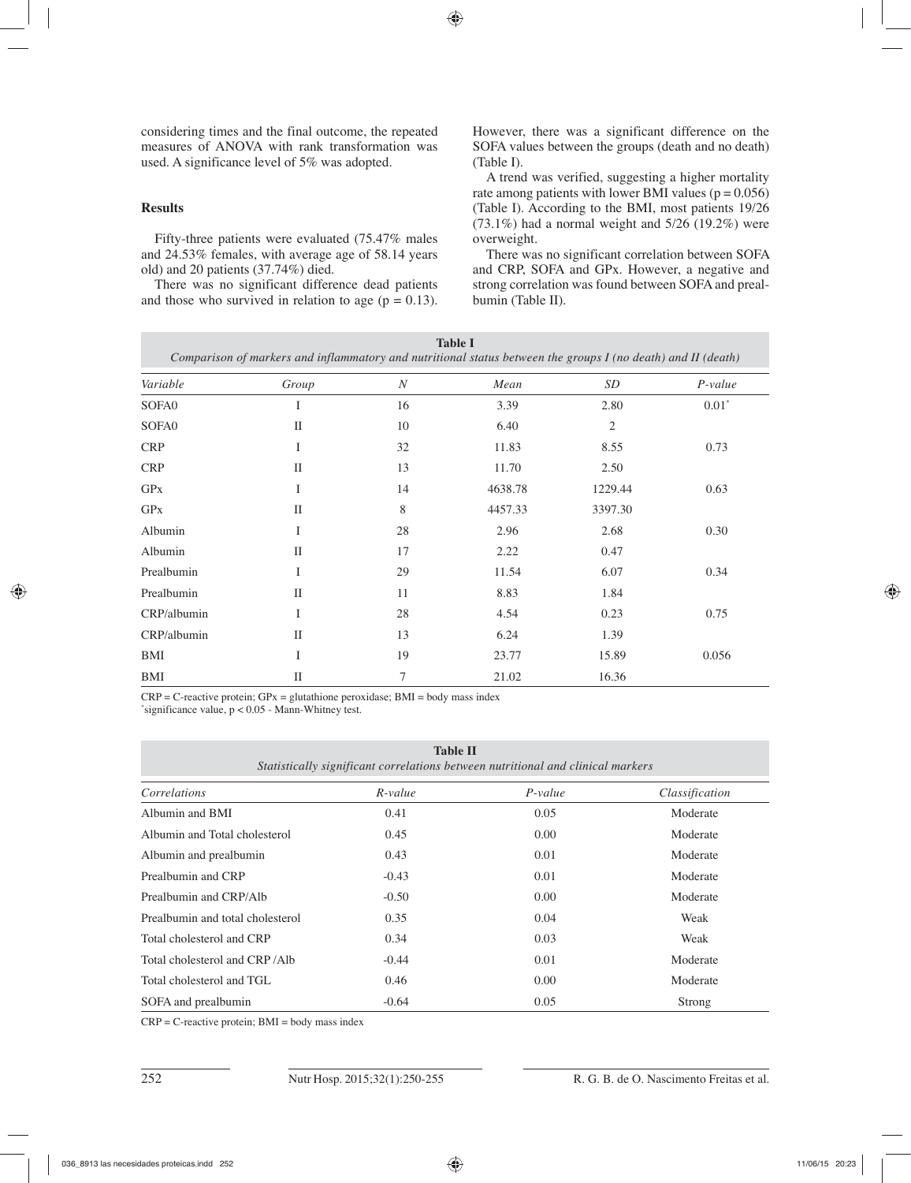considering times and the final outcome, the repeated measures of ANOVA with rank transformation was used. A significance level of 5% was adopted.

## Results

Fifty-three patients were evaluated (75.47% males and 24.53% females, with average age of 58.14 years old) and 20 patients (37.74%) died.

There was no significant difference dead patients and those who survived in relation to age ($p = 0.13$). However, there was a significant difference on the SOFA values between the groups (death and no death) (Table I).

A trend was verified, suggesting a higher mortality rate among patients with lower BMI values ($p = 0.056$) (Table I). According to the BMI, most patients 19/26 (73.1%) had a normal weight and 5/26 (19.2%) were overweight.

There was no significant correlation between SOFA and CRP, SOFA and GPx. However, a negative and strong correlation was found between SOFA and prealbumin (Table II).

**Table I**
*Comparison of markers and inflammatory and nutritional status between the groups I (no death) and II (death)*

| *Variable* | *Group* | *N* | *Mean* | *SD* | *P-value* |
|---|---|---|---|---|---|
| SOFA0 | I | 16 | 3.39 | 2.80 | 0.01* |
| SOFA0 | II | 10 | 6.40 | 2 | |
| CRP | I | 32 | 11.83 | 8.55 | 0.73 |
| CRP | II | 13 | 11.70 | 2.50 | |
| GPx | I | 14 | 4638.78 | 1229.44 | 0.63 |
| GPx | II | 8 | 4457.33 | 3397.30 | |
| Albumin | I | 28 | 2.96 | 2.68 | 0.30 |
| Albumin | II | 17 | 2.22 | 0.47 | |
| Prealbumin | I | 29 | 11.54 | 6.07 | 0.34 |
| Prealbumin | II | 11 | 8.83 | 1.84 | |
| CRP/albumin | I | 28 | 4.54 | 0.23 | 0.75 |
| CRP/albumin | II | 13 | 6.24 | 1.39 | |
| BMI | I | 19 | 23.77 | 15.89 | 0.056 |
| BMI | II | 7 | 21.02 | 16.36 | |

CRP = C-reactive protein; GPx = glutathione peroxidase; BMI = body mass index
*significance value, $p < 0.05$ - Mann-Whitney test.

**Table II**
*Statistically significant correlations between nutritional and clinical markers*

| *Correlations* | *R-value* | *P-value* | *Classification* |
|---|---|---|---|
| Albumin and BMI | 0.41 | 0.05 | Moderate |
| Albumin and Total cholesterol | 0.45 | 0.00 | Moderate |
| Albumin and prealbumin | 0.43 | 0.01 | Moderate |
| Prealbumin and CRP | -0.43 | 0.01 | Moderate |
| Prealbumin and CRP/Alb | -0.50 | 0.00 | Moderate |
| Prealbumin and total cholesterol | 0.35 | 0.04 | Weak |
| Total cholesterol and CRP | 0.34 | 0.03 | Weak |
| Total cholesterol and CRP /Alb | -0.44 | 0.01 | Moderate |
| Total cholesterol and TGL | 0.46 | 0.00 | Moderate |
| SOFA and prealbumin | -0.64 | 0.05 | Strong |

CRP = C-reactive protein; BMI = body mass index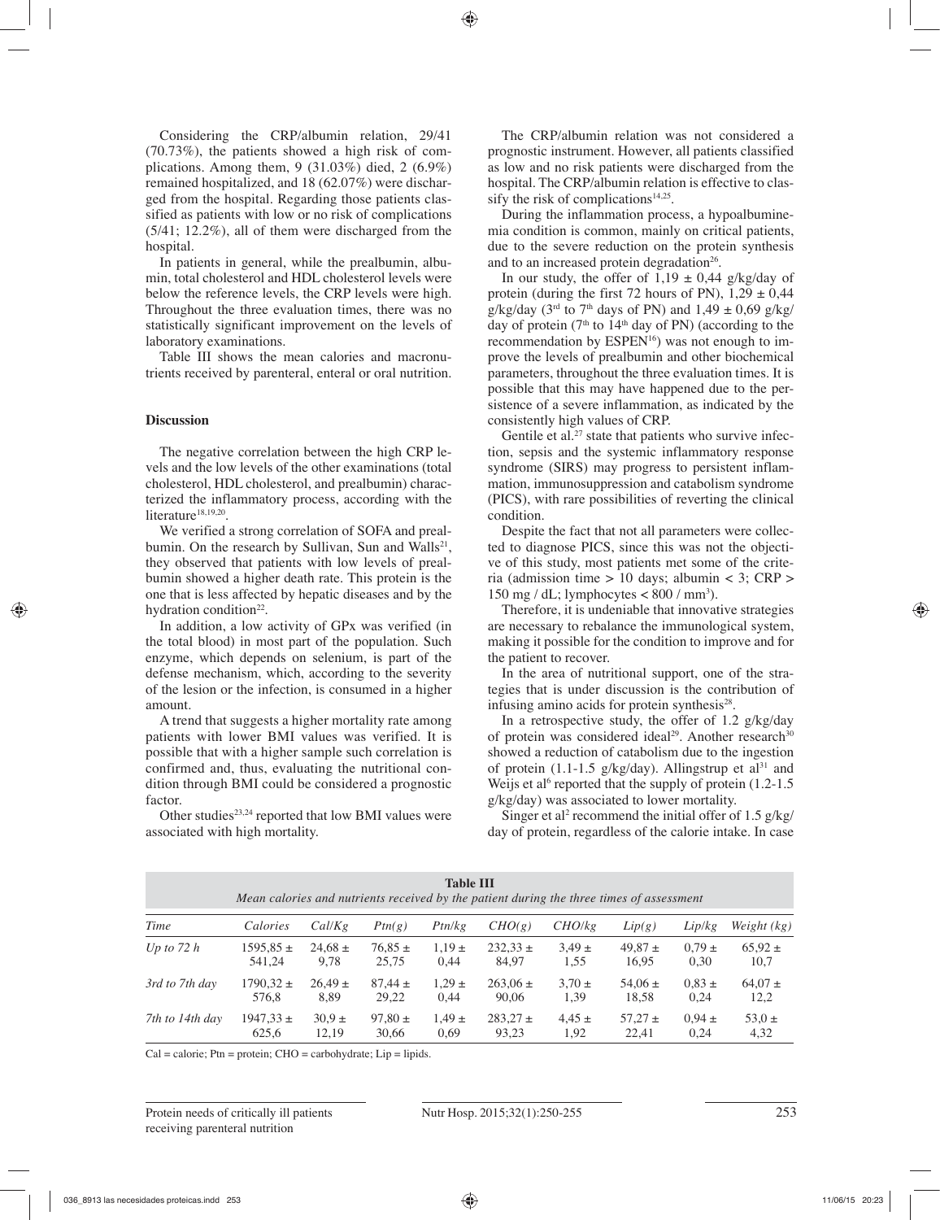Considering the CRP/albumin relation, 29/41 (70.73%), the patients showed a high risk of complications. Among them, 9 (31.03%) died, 2 (6.9%) remained hospitalized, and 18 (62.07%) were discharged from the hospital. Regarding those patients classified as patients with low or no risk of complications (5/41; 12.2%), all of them were discharged from the hospital.

In patients in general, while the prealbumin, albumin, total cholesterol and HDL cholesterol levels were below the reference levels, the CRP levels were high. Throughout the three evaluation times, there was no statistically significant improvement on the levels of laboratory examinations.

Table III shows the mean calories and macronutrients received by parenteral, enteral or oral nutrition.

## Discussion

The negative correlation between the high CRP levels and the low levels of the other examinations (total cholesterol, HDL cholesterol, and prealbumin) characterized the inflammatory process, according with the literature[18,19,20].

We verified a strong correlation of SOFA and prealbumin. On the research by Sullivan, Sun and Walls[21], they observed that patients with low levels of prealbumin showed a higher death rate. This protein is the one that is less affected by hepatic diseases and by the hydration condition[22].

In addition, a low activity of GPx was verified (in the total blood) in most part of the population. Such enzyme, which depends on selenium, is part of the defense mechanism, which, according to the severity of the lesion or the infection, is consumed in a higher amount.

A trend that suggests a higher mortality rate among patients with lower BMI values was verified. It is possible that with a higher sample such correlation is confirmed and, thus, evaluating the nutritional condition through BMI could be considered a prognostic factor.

Other studies[23,24] reported that low BMI values were associated with high mortality.

The CRP/albumin relation was not considered a prognostic instrument. However, all patients classified as low and no risk patients were discharged from the hospital. The CRP/albumin relation is effective to classify the risk of complications[14,25].

During the inflammation process, a hypoalbuminemia condition is common, mainly on critical patients, due to the severe reduction on the protein synthesis and to an increased protein degradation[26].

In our study, the offer of 1,19 ± 0,44 g/kg/day of protein (during the first 72 hours of PN), 1,29 ± 0,44 g/kg/day (3rd to 7th days of PN) and 1,49 ± 0,69 g/kg/day of protein (7th to 14th day of PN) (according to the recommendation by ESPEN[16]) was not enough to improve the levels of prealbumin and other biochemical parameters, throughout the three evaluation times. It is possible that this may have happened due to the persistence of a severe inflammation, as indicated by the consistently high values of CRP.

Gentile et al.[27] state that patients who survive infection, sepsis and the systemic inflammatory response syndrome (SIRS) may progress to persistent inflammation, immunosuppression and catabolism syndrome (PICS), with rare possibilities of reverting the clinical condition.

Despite the fact that not all parameters were collected to diagnose PICS, since this was not the objective of this study, most patients met some of the criteria (admission time > 10 days; albumin < 3; CRP > 150 mg / dL; lymphocytes < 800 / mm$^3$).

Therefore, it is undeniable that innovative strategies are necessary to rebalance the immunological system, making it possible for the condition to improve and for the patient to recover.

In the area of nutritional support, one of the strategies that is under discussion is the contribution of infusing amino acids for protein synthesis[28].

In a retrospective study, the offer of 1.2 g/kg/day of protein was considered ideal[29]. Another research[30] showed a reduction of catabolism due to the ingestion of protein (1.1-1.5 g/kg/day). Allingstrup et al[31] and Weijs et al[6] reported that the supply of protein (1.2-1.5 g/kg/day) was associated to lower mortality.

Singer et al[2] recommend the initial offer of 1.5 g/kg/day of protein, regardless of the calorie intake. In case

**Table III**
*Mean calories and nutrients received by the patient during the three times of assessment*

| Time | Calories | Cal/Kg | Ptn(g) | Ptn/kg | CHO(g) | CHO/kg | Lip(g) | Lip/kg | Weight (kg) |
|---|---|---|---|---|---|---|---|---|---|
| Up to 72 h | 1595,85 ± 541,24 | 24,68 ± 9,78 | 76,85 ± 25,75 | 1,19 ± 0,44 | 232,33 ± 84,97 | 3,49 ± 1,55 | 49,87 ± 16,95 | 0,79 ± 0,30 | 65,92 ± 10,7 |
| 3rd to 7th day | 1790,32 ± 576,8 | 26,49 ± 8,89 | 87,44 ± 29,22 | 1,29 ± 0,44 | 263,06 ± 90,06 | 3,70 ± 1,39 | 54,06 ± 18,58 | 0,83 ± 0,24 | 64,07 ± 12,2 |
| 7th to 14th day | 1947,33 ± 625,6 | 30,9 ± 12,19 | 97,80 ± 30,66 | 1,49 ± 0,69 | 283,27 ± 93,23 | 4,45 ± 1,92 | 57,27 ± 22,41 | 0,94 ± 0,24 | 53,0 ± 4,32 |

Cal = calorie; Ptn = protein; CHO = carbohydrate; Lip = lipids.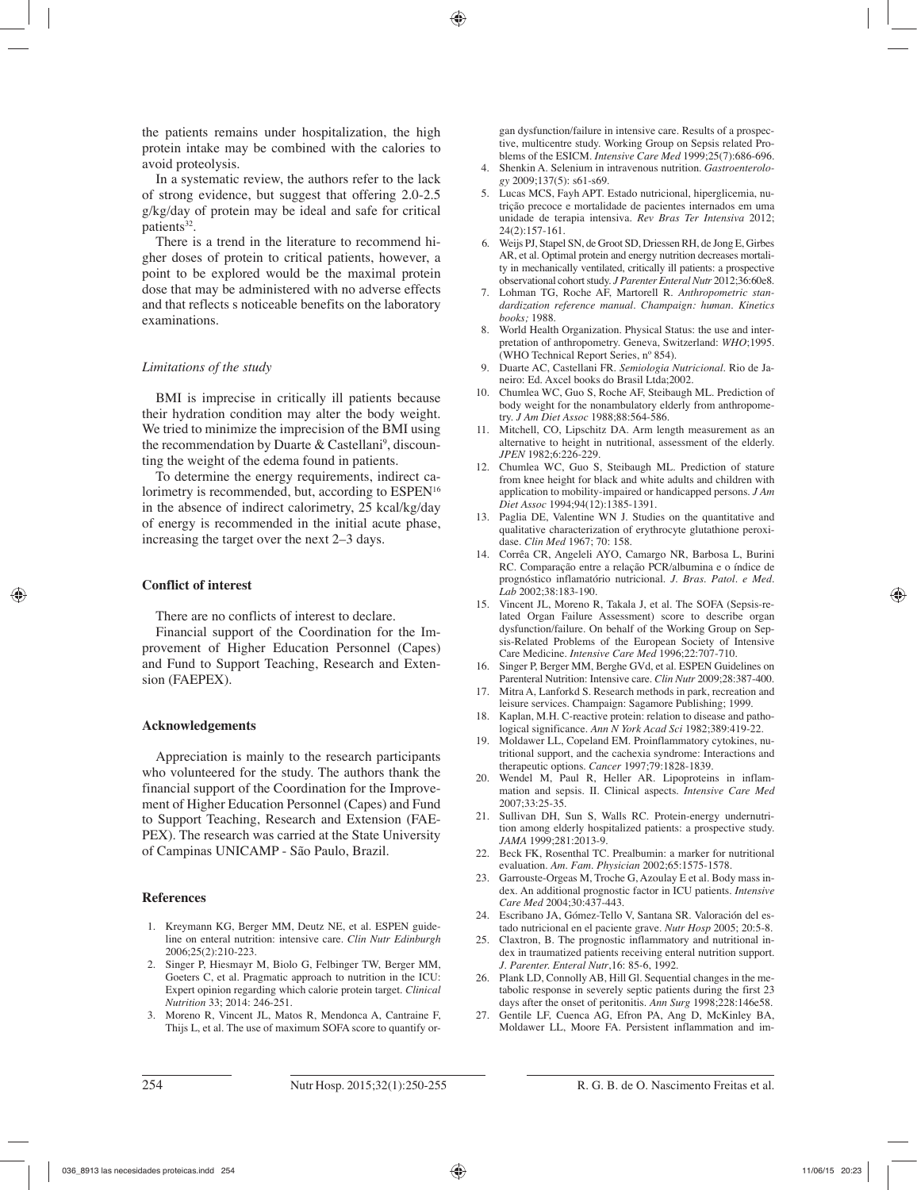the patients remains under hospitalization, the high protein intake may be combined with the calories to avoid proteolysis.

In a systematic review, the authors refer to the lack of strong evidence, but suggest that offering 2.0-2.5 g/kg/day of protein may be ideal and safe for critical patients[32].

There is a trend in the literature to recommend higher doses of protein to critical patients, however, a point to be explored would be the maximal protein dose that may be administered with no adverse effects and that reflects s noticeable benefits on the laboratory examinations.

### *Limitations of the study*

BMI is imprecise in critically ill patients because their hydration condition may alter the body weight. We tried to minimize the imprecision of the BMI using the recommendation by Duarte & Castellani[9], discounting the weight of the edema found in patients.

To determine the energy requirements, indirect calorimetry is recommended, but, according to ESPEN[16] in the absence of indirect calorimetry, 25 kcal/kg/day of energy is recommended in the initial acute phase, increasing the target over the next 2–3 days.

## Conflict of interest

There are no conflicts of interest to declare.

Financial support of the Coordination for the Improvement of Higher Education Personnel (Capes) and Fund to Support Teaching, Research and Extension (FAEPEX).

## Acknowledgements

Appreciation is mainly to the research participants who volunteered for the study. The authors thank the financial support of the Coordination for the Improvement of Higher Education Personnel (Capes) and Fund to Support Teaching, Research and Extension (FAEPEX). The research was carried at the State University of Campinas UNICAMP - São Paulo, Brazil.

## References

1. Kreymann KG, Berger MM, Deutz NE, et al. ESPEN guideline on enteral nutrition: intensive care. *Clin Nutr Edinburgh* 2006;25(2):210-223.
2. Singer P, Hiesmayr M, Biolo G, Felbinger TW, Berger MM, Goeters C, et al. Pragmatic approach to nutrition in the ICU: Expert opinion regarding which calorie protein target. *Clinical Nutrition* 33; 2014: 246-251.
3. Moreno R, Vincent JL, Matos R, Mendonca A, Cantraine F, Thijs L, et al. The use of maximum SOFA score to quantify organ dysfunction/failure in intensive care. Results of a prospective, multicentre study. Working Group on Sepsis related Problems of the ESICM. *Intensive Care Med* 1999;25(7):686-696.
4. Shenkin A. Selenium in intravenous nutrition. *Gastroenterology* 2009;137(5): s61-s69.
5. Lucas MCS, Fayh APT. Estado nutricional, hiperglicemia, nutrição precoce e mortalidade de pacientes internados em uma unidade de terapia intensiva. *Rev Bras Ter Intensiva* 2012; 24(2):157-161.
6. Weijs PJ, Stapel SN, de Groot SD, Driessen RH, de Jong E, Girbes AR, et al. Optimal protein and energy nutrition decreases mortality in mechanically ventilated, critically ill patients: a prospective observational cohort study. *J Parenter Enteral Nutr* 2012;36:60e8.
7. Lohman TG, Roche AF, Martorell R. *Anthropometric standardization reference manual. Champaign: human. Kinetics books;* 1988.
8. World Health Organization. Physical Status: the use and interpretation of anthropometry. Geneva, Switzerland: *WHO*;1995. (WHO Technical Report Series, nº 854).
9. Duarte AC, Castellani FR. *Semiologia Nutricional*. Rio de Janeiro: Ed. Axcel books do Brasil Ltda;2002.
10. Chumlea WC, Guo S, Roche AF, Steibaugh ML. Prediction of body weight for the nonambulatory elderly from anthropometry. *J Am Diet Assoc* 1988;88:564-586.
11. Mitchell, CO, Lipschitz DA. Arm length measurement as an alternative to height in nutritional, assessment of the elderly. *JPEN* 1982;6:226-229.
12. Chumlea WC, Guo S, Steibaugh ML. Prediction of stature from knee height for black and white adults and children with application to mobility-impaired or handicapped persons. *J Am Diet Assoc* 1994;94(12):1385-1391.
13. Paglia DE, Valentine WN J. Studies on the quantitative and qualitative characterization of erythrocyte glutathione peroxidase. *Clin Med* 1967; 70: 158.
14. Corrêa CR, Angeleli AYO, Camargo NR, Barbosa L, Burini RC. Comparação entre a relação PCR/albumina e o índice de prognóstico inflamatório nutricional. *J. Bras. Patol. e Med. Lab* 2002;38:183-190.
15. Vincent JL, Moreno R, Takala J, et al. The SOFA (Sepsis-related Organ Failure Assessment) score to describe organ dysfunction/failure. On behalf of the Working Group on Sepsis-Related Problems of the European Society of Intensive Care Medicine. *Intensive Care Med* 1996;22:707-710.
16. Singer P, Berger MM, Berghe GVd, et al. ESPEN Guidelines on Parenteral Nutrition: Intensive care. *Clin Nutr* 2009;28:387-400.
17. Mitra A, Lanforkd S. Research methods in park, recreation and leisure services. Champaign: Sagamore Publishing; 1999.
18. Kaplan, M.H. C-reactive protein: relation to disease and pathological significance. *Ann N York Acad Sci* 1982;389:419-22.
19. Moldawer LL, Copeland EM. Proinflammatory cytokines, nutritional support, and the cachexia syndrome: Interactions and therapeutic options. *Cancer* 1997;79:1828-1839.
20. Wendel M, Paul R, Heller AR. Lipoproteins in inflammation and sepsis. II. Clinical aspects. *Intensive Care Med* 2007;33:25-35.
21. Sullivan DH, Sun S, Walls RC. Protein-energy undernutrition among elderly hospitalized patients: a prospective study. *JAMA* 1999;281:2013-9.
22. Beck FK, Rosenthal TC. Prealbumin: a marker for nutritional evaluation. *Am. Fam. Physician* 2002;65:1575-1578.
23. Garrouste-Orgeas M, Troche G, Azoulay E et al. Body mass index. An additional prognostic factor in ICU patients. *Intensive Care Med* 2004;30:437-443.
24. Escribano JA, Gómez-Tello V, Santana SR. Valoración del estado nutricional en el paciente grave. *Nutr Hosp* 2005; 20:5-8.
25. Claxtron, B. The prognostic inflammatory and nutritional index in traumatized patients receiving enteral nutrition support. *J. Parenter. Enteral Nutr*,16: 85-6, 1992.
26. Plank LD, Connolly AB, Hill Gl. Sequential changes in the metabolic response in severely septic patients during the first 23 days after the onset of peritonitis. *Ann Surg* 1998;228:146e58.
27. Gentile LF, Cuenca AG, Efron PA, Ang D, McKinley BA, Moldawer LL, Moore FA. Persistent inflammation and im-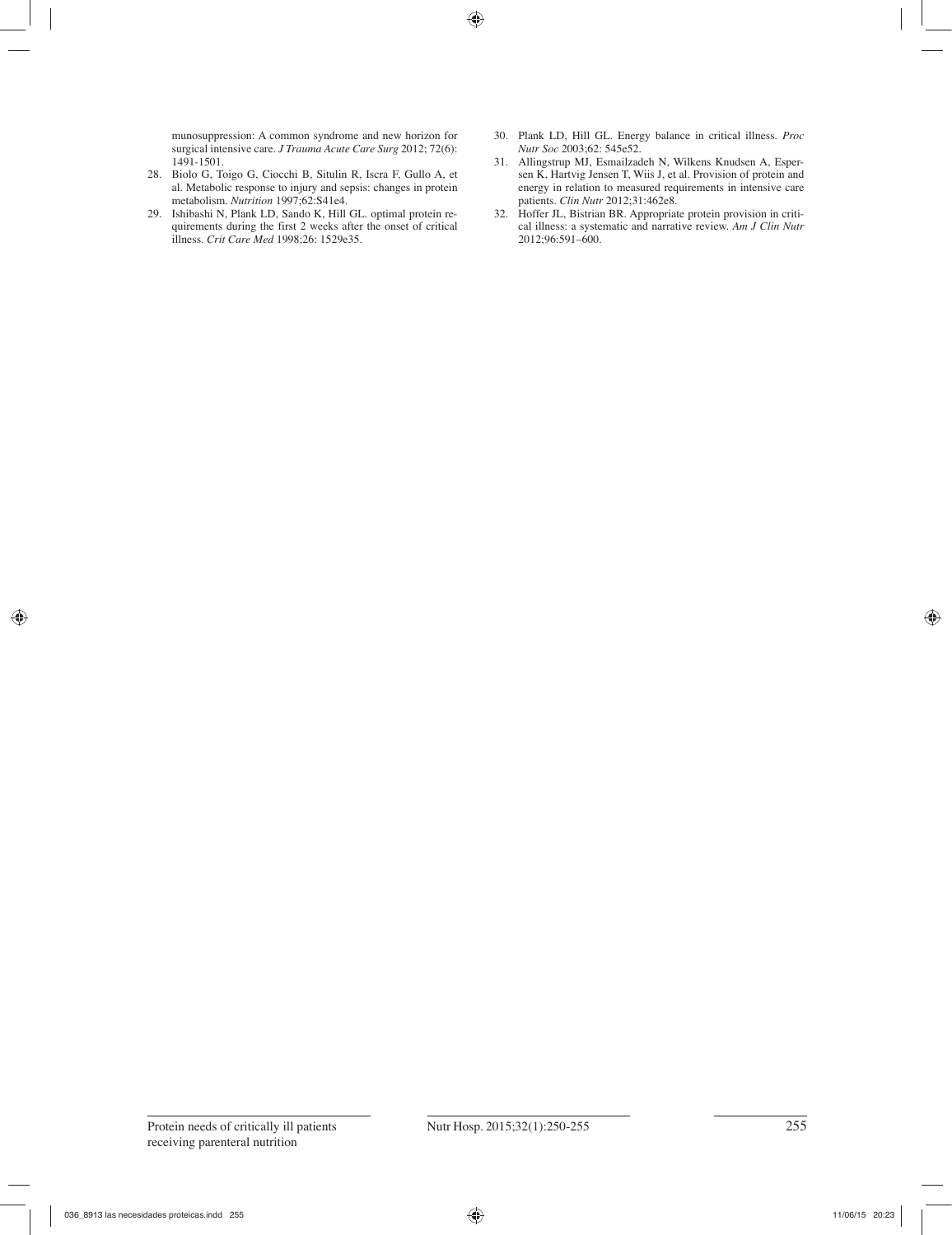munosuppression: A common syndrome and new horizon for surgical intensive care. *J Trauma Acute Care Surg* 2012; 72(6): 1491-1501.

28. Biolo G, Toigo G, Ciocchi B, Situlin R, Iscra F, Gullo A, et al. Metabolic response to injury and sepsis: changes in protein metabolism. *Nutrition* 1997;62:S41e4.
29. Ishibashi N, Plank LD, Sando K, Hill GL. optimal protein requirements during the first 2 weeks after the onset of critical illness. *Crit Care Med* 1998;26: 1529e35.
30. Plank LD, Hill GL. Energy balance in critical illness. *Proc Nutr Soc* 2003;62: 545e52.
31. Allingstrup MJ, Esmailzadeh N, Wilkens Knudsen A, Espersen K, Hartvig Jensen T, Wiis J, et al. Provision of protein and energy in relation to measured requirements in intensive care patients. *Clin Nutr* 2012;31:462e8.
32. Hoffer JL, Bistrian BR. Appropriate protein provision in critical illness: a systematic and narrative review. *Am J Clin Nutr* 2012;96:591–600.